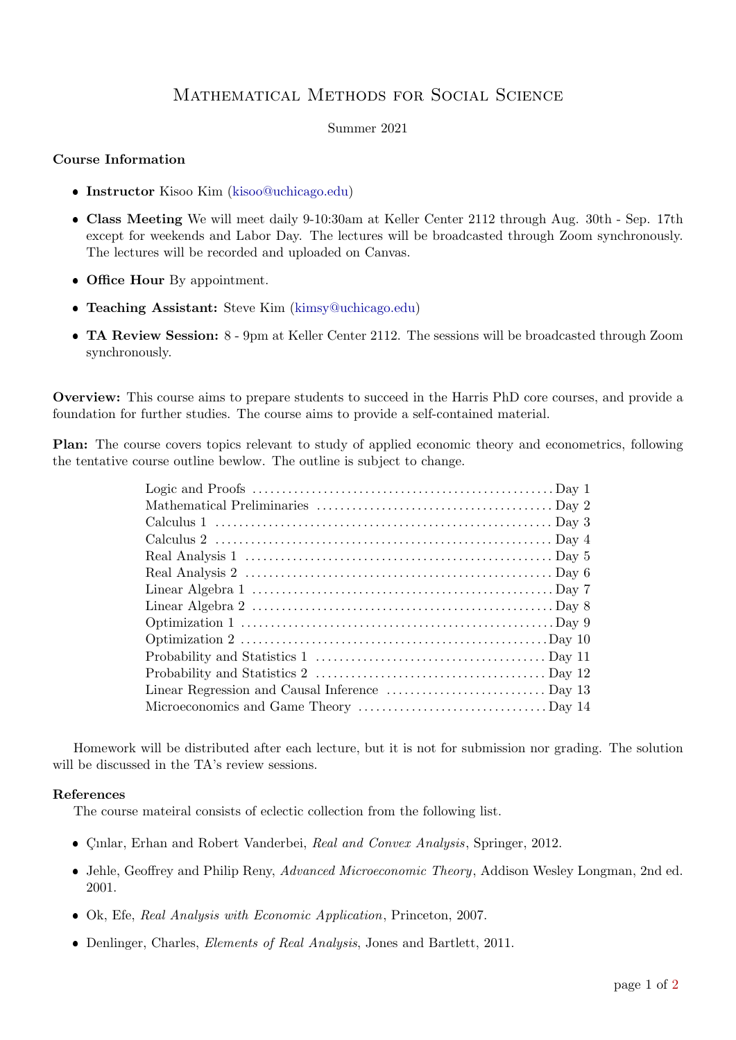# Mathematical Methods for Social Science

Summer 2021

### Course Information

- **Instructor** Kisoo Kim (kisoo@uchicago.edu)
- **Class Meeting** We will meet daily 9-10:30am at Keller Center 2112 through Aug. 30th - Sep. 17th except for weekends and Labor Day. The lectures will be broadcasted through Zoom synchronously. The lectures will be recorded and uploaded on Canvas.
- **Office Hour** By appointment.
- **Teaching Assistant:** Steve Kim (kimsy@uchicago.edu)
- **TA Review Session:** 8 - 9pm at Keller Center 2112. The sessions will be broadcasted through Zoom synchronously.

**Overview:** This course aims to prepare students to succeed in the Harris PhD core courses, and provide a foundation for further studies. The course aims to provide a self-contained material.

**Plan:** The course covers topics relevant to study of applied economic theory and econometrics, following the tentative course outline bewlow. The outline is subject to change.

| Topic | Day |
|---|---|
| Logic and Proofs | Day 1 |
| Mathematical Preliminaries | Day 2 |
| Calculus 1 | Day 3 |
| Calculus 2 | Day 4 |
| Real Analysis 1 | Day 5 |
| Real Analysis 2 | Day 6 |
| Linear Algebra 1 | Day 7 |
| Linear Algebra 2 | Day 8 |
| Optimization 1 | Day 9 |
| Optimization 2 | Day 10 |
| Probability and Statistics 1 | Day 11 |
| Probability and Statistics 2 | Day 12 |
| Linear Regression and Causal Inference | Day 13 |
| Microeconomics and Game Theory | Day 14 |

Homework will be distributed after each lecture, but it is not for submission nor grading. The solution will be discussed in the TA's review sessions.

### References

The course mateiral consists of eclectic collection from the following list.

- Çınlar, Erhan and Robert Vanderbei, *Real and Convex Analysis*, Springer, 2012.
- Jehle, Geoffrey and Philip Reny, *Advanced Microeconomic Theory*, Addison Wesley Longman, 2nd ed. 2001.
- Ok, Efe, *Real Analysis with Economic Application*, Princeton, 2007.
- Denlinger, Charles, *Elements of Real Analysis*, Jones and Bartlett, 2011.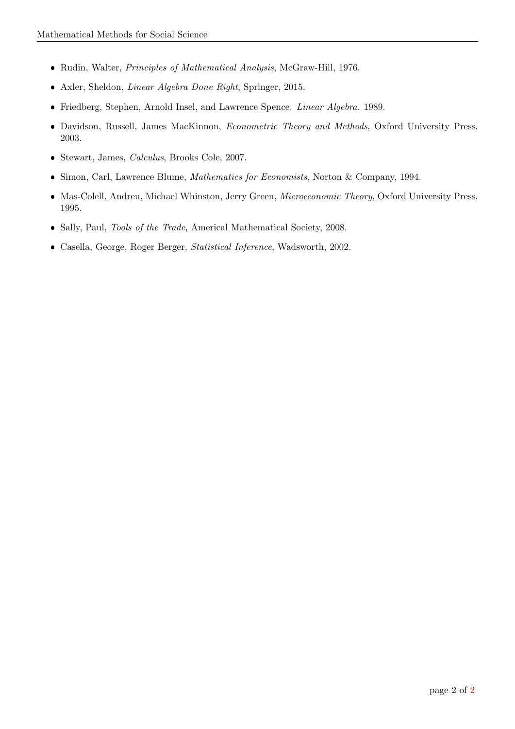- Rudin, Walter, *Principles of Mathematical Analysis*, McGraw-Hill, 1976.
- Axler, Sheldon, *Linear Algebra Done Right*, Springer, 2015.
- Friedberg, Stephen, Arnold Insel, and Lawrence Spence. *Linear Algebra*. 1989.
- Davidson, Russell, James MacKinnon, *Econometric Theory and Methods*, Oxford University Press, 2003.
- Stewart, James, *Calculus*, Brooks Cole, 2007.
- Simon, Carl, Lawrence Blume, *Mathematics for Economists*, Norton & Company, 1994.
- Mas-Colell, Andreu, Michael Whinston, Jerry Green, *Microeconomic Theory*, Oxford University Press, 1995.
- Sally, Paul, *Tools of the Trade*, Americal Mathematical Society, 2008.
- Casella, George, Roger Berger, *Statistical Inference*, Wadsworth, 2002.